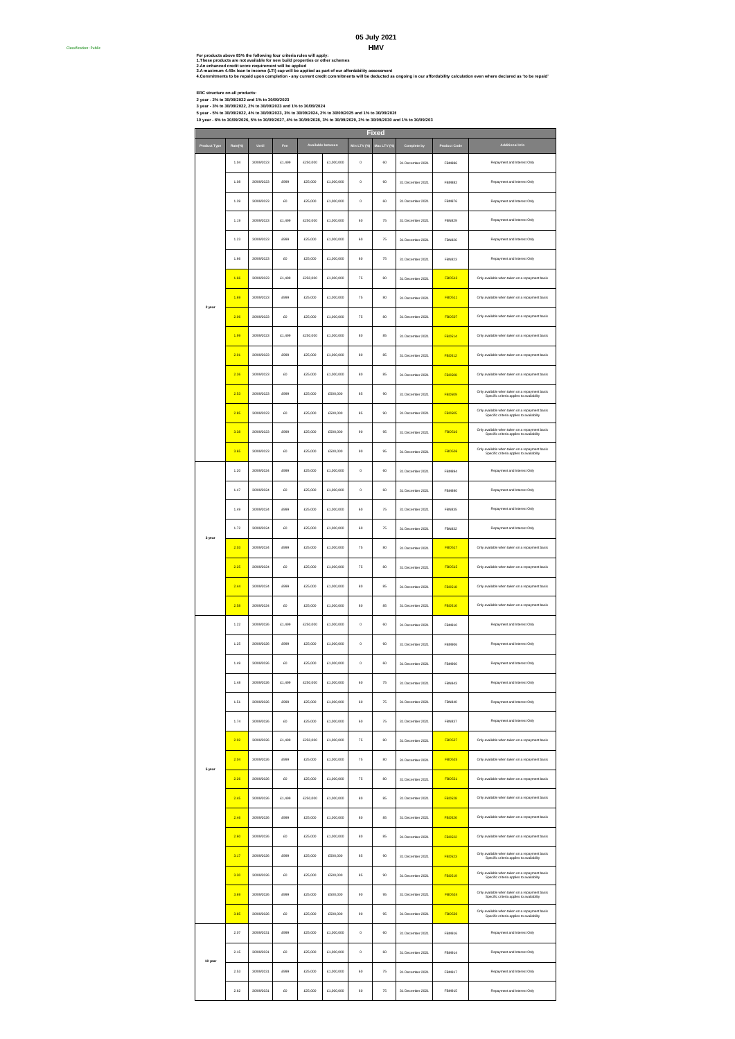Classification: Public

# 05 July 2021

## HMV

**For products above 85% the following four criteria rules will apply:**
**1.These products are not available for new build properties or other schemes**
**2.An enhanced credit score requirement will be applied**
**3.A maximum 4.49x loan to income (LTI) cap will be applied as part of our affordability assessment**
**4.Commitments to be repaid upon completion - any current credit commitments will be deducted as ongoing in our affordability calculation even where declared as 'to be repaid'**

**ERC structure on all products:**
**2 year - 2% to 30/09/2022 and 1% to 30/09/2023**
**3 year - 3% to 30/09/2022, 2% to 30/09/2023 and 1% to 30/09/2024**
**5 year - 5% to 30/09/2022, 4% to 30/09/2023, 3% to 30/09/2024, 2% to 30/09/2025 and 1% to 30/09/2026**
**10 year - 6% to 30/09/2026, 5% to 30/09/2027, 4% to 30/09/2028, 3% to 30/09/2029, 2% to 30/09/2030 and 1% to 30/09/203**

| Fixed | | | | | | | | | | |
|---|---|---|---|---|---|---|---|---|---|---|
| Product Type | Rate(%) | Until | Fee | Available between | | Min LTV (%) | Max LTV (%) | Complete by | Product Code | Additional Info |
| 2 year | 1.04 | 30/09/2023 | £1,499 | £250,000 | £1,000,000 | 0 | 60 | 31 December 2021 | FBM886 | Repayment and Interest Only |
| | 1.09 | 30/09/2023 | £999 | £25,000 | £1,000,000 | 0 | 60 | 31 December 2021 | FBM882 | Repayment and Interest Only |
| | 1.39 | 30/09/2023 | £0 | £25,000 | £1,000,000 | 0 | 60 | 31 December 2021 | FBM876 | Repayment and Interest Only |
| | 1.19 | 30/09/2023 | £1,499 | £250,000 | £1,000,000 | 60 | 75 | 31 December 2021 | FBN829 | Repayment and Interest Only |
| | 1.23 | 30/09/2023 | £999 | £25,000 | £1,000,000 | 60 | 75 | 31 December 2021 | FBN826 | Repayment and Interest Only |
| | 1.66 | 30/09/2023 | £0 | £25,000 | £1,000,000 | 60 | 75 | 31 December 2021 | FBN823 | Repayment and Interest Only |
| | 1.66 | 30/09/2023 | £1,499 | £250,000 | £1,000,000 | 75 | 80 | 31 December 2021 | FBO513 | Only available when taken on a repayment basis |
| | 1.69 | 30/09/2023 | £999 | £25,000 | £1,000,000 | 75 | 80 | 31 December 2021 | FBO511 | Only available when taken on a repayment basis |
| | 2.06 | 30/09/2023 | £0 | £25,000 | £1,000,000 | 75 | 80 | 31 December 2021 | FBO507 | Only available when taken on a repayment basis |
| | 1.99 | 30/09/2023 | £1,499 | £250,000 | £1,000,000 | 80 | 85 | 31 December 2021 | FBO514 | Only available when taken on a repayment basis |
| | 2.01 | 30/09/2023 | £999 | £25,000 | £1,000,000 | 80 | 85 | 31 December 2021 | FBO512 | Only available when taken on a repayment basis |
| | 2.36 | 30/09/2023 | £0 | £25,000 | £1,000,000 | 80 | 85 | 31 December 2021 | FBO508 | Only available when taken on a repayment basis |
| | 2.53 | 30/09/2023 | £999 | £25,000 | £500,000 | 85 | 90 | 31 December 2021 | FBO509 | Only available when taken on a repayment basis Specific criteria applies to availability |
| | 2.85 | 30/09/2023 | £0 | £25,000 | £500,000 | 85 | 90 | 31 December 2021 | FBO505 | Only available when taken on a repayment basis Specific criteria applies to availability |
| | 3.39 | 30/09/2023 | £999 | £25,000 | £500,000 | 90 | 95 | 31 December 2021 | FBO510 | Only available when taken on a repayment basis Specific criteria applies to availability |
| | 3.65 | 30/09/2023 | £0 | £25,000 | £500,000 | 90 | 95 | 31 December 2021 | FBO506 | Only available when taken on a repayment basis Specific criteria applies to availability |
| 3 year | 1.20 | 30/09/2024 | £999 | £25,000 | £1,000,000 | 0 | 60 | 31 December 2021 | FBM884 | Repayment and Interest Only |
| | 1.47 | 30/09/2024 | £0 | £25,000 | £1,000,000 | 0 | 60 | 31 December 2021 | FBM880 | Repayment and Interest Only |
| | 1.49 | 30/09/2024 | £999 | £25,000 | £1,000,000 | 60 | 75 | 31 December 2021 | FBN835 | Repayment and Interest Only |
| | 1.72 | 30/09/2024 | £0 | £25,000 | £1,000,000 | 60 | 75 | 31 December 2021 | FBN832 | Repayment and Interest Only |
| | 2.03 | 30/09/2024 | £999 | £25,000 | £1,000,000 | 75 | 80 | 31 December 2021 | FBO517 | Only available when taken on a repayment basis |
| | 2.25 | 30/09/2024 | £0 | £25,000 | £1,000,000 | 75 | 80 | 31 December 2021 | FBO515 | Only available when taken on a repayment basis |
| | 2.44 | 30/09/2024 | £999 | £25,000 | £1,000,000 | 80 | 85 | 31 December 2021 | FBO518 | Only available when taken on a repayment basis |
| | 2.58 | 30/09/2024 | £0 | £25,000 | £1,000,000 | 80 | 85 | 31 December 2021 | FBO516 | Only available when taken on a repayment basis |
| 5 year | 1.22 | 30/09/2026 | £1,499 | £250,000 | £1,000,000 | 0 | 60 | 31 December 2021 | FBM810 | Repayment and Interest Only |
| | 1.25 | 30/09/2026 | £999 | £25,000 | £1,000,000 | 0 | 60 | 31 December 2021 | FBM806 | Repayment and Interest Only |
| | 1.49 | 30/09/2026 | £0 | £25,000 | £1,000,000 | 0 | 60 | 31 December 2021 | FBM800 | Repayment and Interest Only |
| | 1.48 | 30/09/2026 | £1,499 | £250,000 | £1,000,000 | 60 | 75 | 31 December 2021 | FBN843 | Repayment and Interest Only |
| | 1.51 | 30/09/2026 | £999 | £25,000 | £1,000,000 | 60 | 75 | 31 December 2021 | FBN840 | Repayment and Interest Only |
| | 1.74 | 30/09/2026 | £0 | £25,000 | £1,000,000 | 60 | 75 | 31 December 2021 | FBN837 | Repayment and Interest Only |
| | 2.02 | 30/09/2026 | £1,499 | £250,000 | £1,000,000 | 75 | 80 | 31 December 2021 | FBO527 | Only available when taken on a repayment basis |
| | 2.04 | 30/09/2026 | £999 | £25,000 | £1,000,000 | 75 | 80 | 31 December 2021 | FBO525 | Only available when taken on a repayment basis |
| | 2.26 | 30/09/2026 | £0 | £25,000 | £1,000,000 | 75 | 80 | 31 December 2021 | FBO521 | Only available when taken on a repayment basis |
| | 2.45 | 30/09/2026 | £1,499 | £250,000 | £1,000,000 | 80 | 85 | 31 December 2021 | FBO528 | Only available when taken on a repayment basis |
| | 2.46 | 30/09/2026 | £999 | £25,000 | £1,000,000 | 80 | 85 | 31 December 2021 | FBO526 | Only available when taken on a repayment basis |
| | 2.60 | 30/09/2026 | £0 | £25,000 | £1,000,000 | 80 | 85 | 31 December 2021 | FBO522 | Only available when taken on a repayment basis |
| | 3.17 | 30/09/2026 | £999 | £25,000 | £500,000 | 85 | 90 | 31 December 2021 | FBO523 | Only available when taken on a repayment basis Specific criteria applies to availability |
| | 3.30 | 30/09/2026 | £0 | £25,000 | £500,000 | 85 | 90 | 31 December 2021 | FBO519 | Only available when taken on a repayment basis Specific criteria applies to availability |
| | 3.69 | 30/09/2026 | £999 | £25,000 | £500,000 | 90 | 95 | 31 December 2021 | FBO524 | Only available when taken on a repayment basis Specific criteria applies to availability |
| | 3.85 | 30/09/2026 | £0 | £25,000 | £500,000 | 90 | 95 | 31 December 2021 | FBO520 | Only available when taken on a repayment basis Specific criteria applies to availability |
| 10 year | 2.07 | 30/09/2031 | £999 | £25,000 | £1,000,000 | 0 | 60 | 31 December 2021 | FBM816 | Repayment and Interest Only |
| | 2.15 | 30/09/2031 | £0 | £25,000 | £1,000,000 | 0 | 60 | 31 December 2021 | FBM814 | Repayment and Interest Only |
| | 2.53 | 30/09/2031 | £999 | £25,000 | £1,000,000 | 60 | 75 | 31 December 2021 | FBM817 | Repayment and Interest Only |
| | 2.62 | 30/09/2031 | £0 | £25,000 | £1,000,000 | 60 | 75 | 31 December 2021 | FBM815 | Repayment and Interest Only |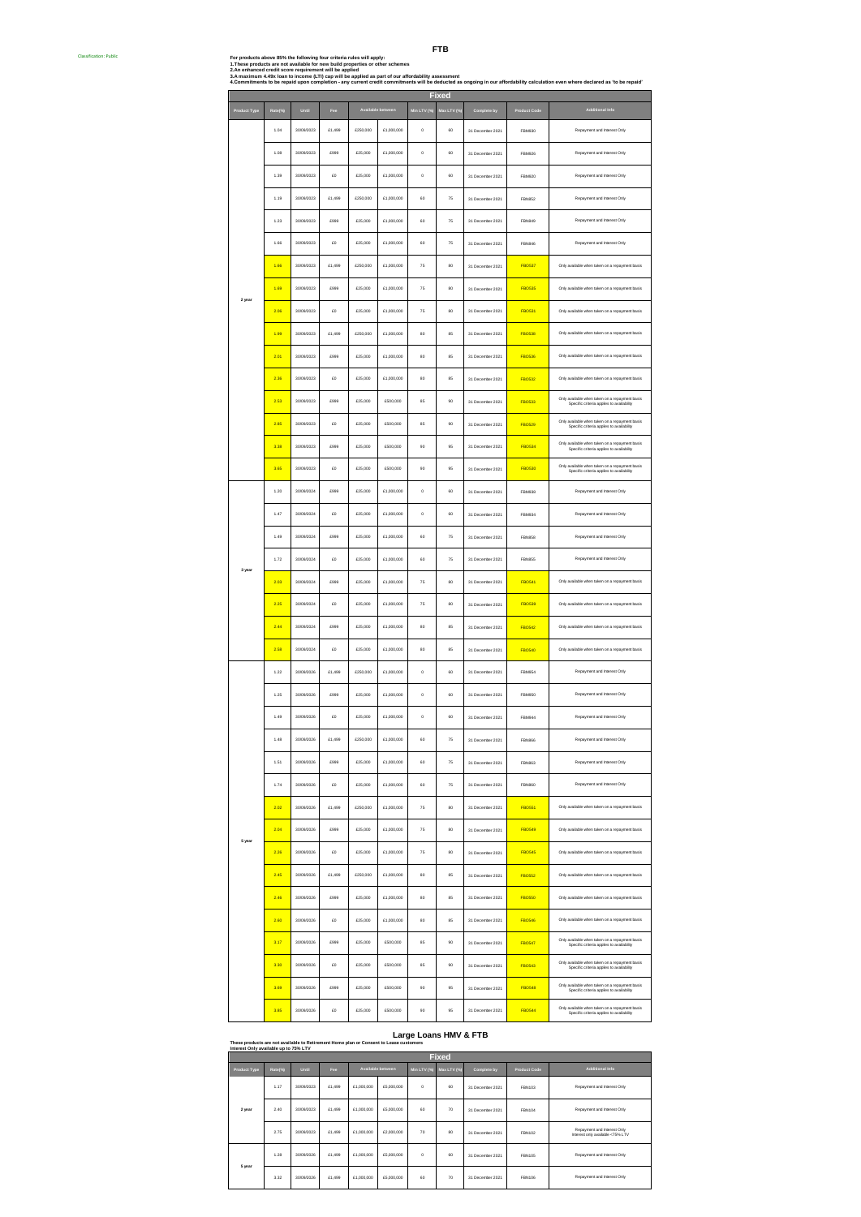Classification: Public

# FTB

**For products above 85% the following four criteria rules will apply:**
**1.These products are not available for new build properties or other schemes**
**2.An enhanced credit score requirement will be applied**
**3.A maximum 4.49x loan to income (LTI) cap will be applied as part of our affordability assessment**
**4.Commitments to be repaid upon completion - any current credit commitments will be deducted as ongoing in our affordability calculation even where declared as 'to be repaid'**

## Fixed

| Product Type | Rate(%) | Until | Fee | Available between | | Min LTV (%) | Max LTV (%) | Complete by | Product Code | Additional Info |
|---|---|---|---|---|---|---|---|---|---|---|
| 2 year | 1.04 | 30/09/2023 | £1,499 | £250,000 | £1,000,000 | 0 | 60 | 31 December 2021 | FBM830 | Repayment and Interest Only |
| | 1.08 | 30/09/2023 | £999 | £25,000 | £1,000,000 | 0 | 60 | 31 December 2021 | FBM826 | Repayment and Interest Only |
| | 1.39 | 30/09/2023 | £0 | £25,000 | £1,000,000 | 0 | 60 | 31 December 2021 | FBM820 | Repayment and Interest Only |
| | 1.19 | 30/09/2023 | £1,499 | £250,000 | £1,000,000 | 60 | 75 | 31 December 2021 | FBN852 | Repayment and Interest Only |
| | 1.23 | 30/09/2023 | £999 | £25,000 | £1,000,000 | 60 | 75 | 31 December 2021 | FBN849 | Repayment and Interest Only |
| | 1.66 | 30/09/2023 | £0 | £25,000 | £1,000,000 | 60 | 75 | 31 December 2021 | FBN846 | Repayment and Interest Only |
| | 1.66 | 30/09/2023 | £1,499 | £250,000 | £1,000,000 | 75 | 80 | 31 December 2021 | FBC537 | Only available when taken on a repayment basis |
| | 1.69 | 30/09/2023 | £999 | £25,000 | £1,000,000 | 75 | 80 | 31 December 2021 | FBC535 | Only available when taken on a repayment basis |
| | 2.06 | 30/09/2023 | £0 | £25,000 | £1,000,000 | 75 | 80 | 31 December 2021 | FBC531 | Only available when taken on a repayment basis |
| | 1.99 | 30/09/2023 | £1,499 | £250,000 | £1,000,000 | 80 | 85 | 31 December 2021 | FBC538 | Only available when taken on a repayment basis |
| | 2.01 | 30/09/2023 | £999 | £25,000 | £1,000,000 | 80 | 85 | 31 December 2021 | FBC536 | Only available when taken on a repayment basis |
| | 2.36 | 30/09/2023 | £0 | £25,000 | £1,000,000 | 80 | 85 | 31 December 2021 | FBC532 | Only available when taken on a repayment basis |
| | 2.53 | 30/09/2023 | £999 | £25,000 | £500,000 | 85 | 90 | 31 December 2021 | FBC533 | Only available when taken on a repayment basis Specific criteria applies to availability |
| | 2.85 | 30/09/2023 | £0 | £25,000 | £500,000 | 85 | 90 | 31 December 2021 | FBC529 | Only available when taken on a repayment basis Specific criteria applies to availability |
| | 3.38 | 30/09/2023 | £999 | £25,000 | £500,000 | 90 | 95 | 31 December 2021 | FBC534 | Only available when taken on a repayment basis Specific criteria applies to availability |
| | 3.65 | 30/09/2023 | £0 | £25,000 | £500,000 | 90 | 95 | 31 December 2021 | FBC530 | Only available when taken on a repayment basis Specific criteria applies to availability |
| 3 year | 1.20 | 30/09/2024 | £999 | £25,000 | £1,000,000 | 0 | 60 | 31 December 2021 | FBM838 | Repayment and Interest Only |
| | 1.47 | 30/09/2024 | £0 | £25,000 | £1,000,000 | 0 | 60 | 31 December 2021 | FBM834 | Repayment and Interest Only |
| | 1.49 | 30/09/2024 | £999 | £25,000 | £1,000,000 | 60 | 75 | 31 December 2021 | FBN858 | Repayment and Interest Only |
| | 1.72 | 30/09/2024 | £0 | £25,000 | £1,000,000 | 60 | 75 | 31 December 2021 | FBN855 | Repayment and Interest Only |
| | 2.03 | 30/09/2024 | £999 | £25,000 | £1,000,000 | 75 | 80 | 31 December 2021 | FBC541 | Only available when taken on a repayment basis |
| | 2.25 | 30/09/2024 | £0 | £25,000 | £1,000,000 | 75 | 80 | 31 December 2021 | FBC539 | Only available when taken on a repayment basis |
| | 2.44 | 30/09/2024 | £999 | £25,000 | £1,000,000 | 80 | 85 | 31 December 2021 | FBC542 | Only available when taken on a repayment basis |
| | 2.58 | 30/09/2024 | £0 | £25,000 | £1,000,000 | 80 | 85 | 31 December 2021 | FBC540 | Only available when taken on a repayment basis |
| 5 year | 1.22 | 30/09/2026 | £1,499 | £250,000 | £1,000,000 | 0 | 60 | 31 December 2021 | FBM854 | Repayment and Interest Only |
| | 1.25 | 30/09/2026 | £999 | £25,000 | £1,000,000 | 0 | 60 | 31 December 2021 | FBM850 | Repayment and Interest Only |
| | 1.49 | 30/09/2026 | £0 | £25,000 | £1,000,000 | 0 | 60 | 31 December 2021 | FBM844 | Repayment and Interest Only |
| | 1.48 | 30/09/2026 | £1,499 | £250,000 | £1,000,000 | 60 | 75 | 31 December 2021 | FBN866 | Repayment and Interest Only |
| | 1.51 | 30/09/2026 | £999 | £25,000 | £1,000,000 | 60 | 75 | 31 December 2021 | FBN863 | Repayment and Interest Only |
| | 1.74 | 30/09/2026 | £0 | £25,000 | £1,000,000 | 60 | 75 | 31 December 2021 | FBN860 | Repayment and Interest Only |
| | 2.02 | 30/09/2026 | £1,499 | £250,000 | £1,000,000 | 75 | 80 | 31 December 2021 | FBC551 | Only available when taken on a repayment basis |
| | 2.04 | 30/09/2026 | £999 | £25,000 | £1,000,000 | 75 | 80 | 31 December 2021 | FBC549 | Only available when taken on a repayment basis |
| | 2.16 | 30/09/2026 | £0 | £25,000 | £1,000,000 | 75 | 80 | 31 December 2021 | FBC545 | Only available when taken on a repayment basis |
| | 2.45 | 30/09/2026 | £1,499 | £250,000 | £1,000,000 | 80 | 85 | 31 December 2021 | FBC552 | Only available when taken on a repayment basis |
| | 2.46 | 30/09/2026 | £999 | £25,000 | £1,000,000 | 80 | 85 | 31 December 2021 | FBC550 | Only available when taken on a repayment basis |
| | 2.60 | 30/09/2026 | £0 | £25,000 | £1,000,000 | 80 | 85 | 31 December 2021 | FBC546 | Only available when taken on a repayment basis |
| | 3.17 | 30/09/2026 | £999 | £25,000 | £500,000 | 85 | 90 | 31 December 2021 | FBC547 | Only available when taken on a repayment basis Specific criteria applies to availability |
| | 3.30 | 30/09/2026 | £0 | £25,000 | £500,000 | 85 | 90 | 31 December 2021 | FBC543 | Only available when taken on a repayment basis Specific criteria applies to availability |
| | 3.69 | 30/09/2026 | £999 | £25,000 | £500,000 | 90 | 95 | 31 December 2021 | FBC548 | Only available when taken on a repayment basis Specific criteria applies to availability |
| | 3.85 | 30/09/2026 | £0 | £25,000 | £500,000 | 90 | 95 | 31 December 2021 | FBC544 | Only available when taken on a repayment basis Specific criteria applies to availability |

# Large Loans HMV & FTB

**These products are not available to Retirement Home plan or Consent to Lease customers**
**Interest Only available up to 75% LTV**

## Fixed

| Product Type | Rate(%) | Until | Fee | Available between | | Min LTV (%) | Max LTV (%) | Complete by | Product Code | Additional Info |
|---|---|---|---|---|---|---|---|---|---|---|
| 2 year | 1.17 | 30/09/2023 | £1,499 | £1,000,000 | £5,000,000 | 0 | 60 | 31 December 2021 | FBN103 | Repayment and Interest Only |
| | 2.40 | 30/09/2023 | £1,499 | £1,000,000 | £5,000,000 | 60 | 70 | 31 December 2021 | FBN104 | Repayment and Interest Only |
| | 2.75 | 30/09/2023 | £1,499 | £1,000,000 | £2,000,000 | 70 | 80 | 31 December 2021 | FBN102 | Repayment and Interest Only Interest only available <75% LTV |
| 5 year | 1.28 | 30/09/2026 | £1,499 | £1,000,000 | £5,000,000 | 0 | 60 | 31 December 2021 | FBN105 | Repayment and Interest Only |
| | 3.32 | 30/09/2026 | £1,499 | £1,000,000 | £5,000,000 | 60 | 70 | 31 December 2021 | FBN106 | Repayment and Interest Only |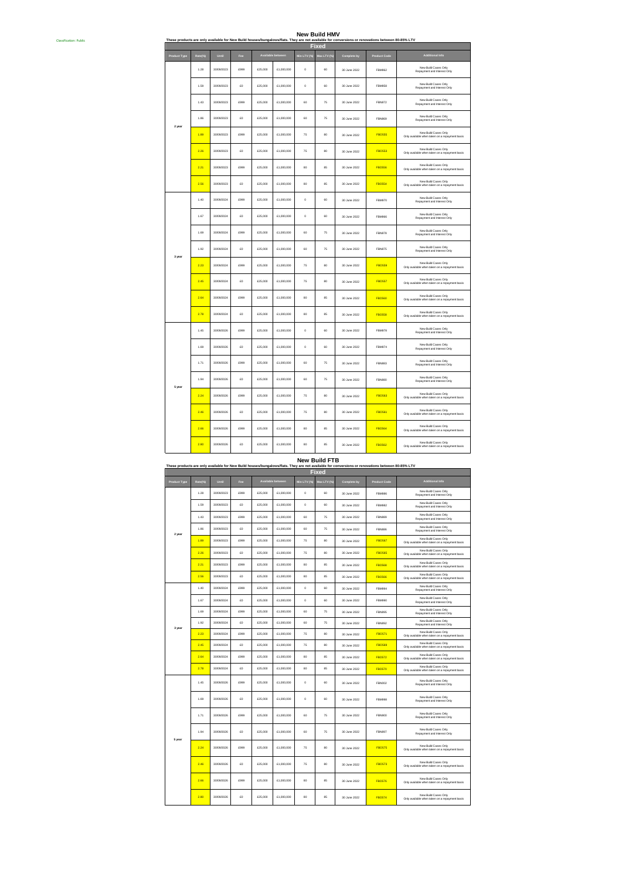Classification: Public

# New Build HMV

**These products are only available for New Build houses/bungalows/flats. They are not available for conversions or renovations between 80-85% LTV**

## Fixed

| Product Type | Rate(%) | Until | Fee | Available between | | Min LTV (%) | Max LTV (%) | Complete by | Product Code | Additional Info |
|---|---|---|---|---|---|---|---|---|---|---|
| 2 year | 1.28 | 30/09/2023 | £999 | £25,000 | £1,000,000 | 0 | 60 | 30 June 2022 | FBM862 | New Build Cases Only Repayment and Interest Only |
| | 1.59 | 30/09/2023 | £0 | £25,000 | £1,000,000 | 0 | 60 | 30 June 2022 | FBM858 | New Build Cases Only Repayment and Interest Only |
| | 1.43 | 30/09/2023 | £999 | £25,000 | £1,000,000 | 60 | 75 | 30 June 2022 | FBN872 | New Build Cases Only Repayment and Interest Only |
| | 1.66 | 30/09/2023 | £0 | £25,000 | £1,000,000 | 60 | 75 | 30 June 2022 | FBN869 | New Build Cases Only Repayment and Interest Only |
| | 1.89 | 30/09/2023 | £999 | £25,000 | £1,000,000 | 75 | 80 | 30 June 2022 | FBO555 | New Build Cases Only Only available when taken on a repayment basis |
| | 2.26 | 30/09/2023 | £0 | £25,000 | £1,000,000 | 75 | 80 | 30 June 2022 | FBO553 | New Build Cases Only Only available when taken on a repayment basis |
| | 2.21 | 30/09/2023 | £999 | £25,000 | £1,000,000 | 80 | 85 | 30 June 2022 | FBO556 | New Build Cases Only Only available when taken on a repayment basis |
| | 2.56 | 30/09/2023 | £0 | £25,000 | £1,000,000 | 80 | 85 | 30 June 2022 | FBO554 | New Build Cases Only Only available when taken on a repayment basis |
| 3 year | 1.40 | 30/09/2024 | £999 | £25,000 | £1,000,000 | 0 | 60 | 30 June 2022 | FBM870 | New Build Cases Only Repayment and Interest Only |
| | 1.67 | 30/09/2024 | £0 | £25,000 | £1,000,000 | 0 | 60 | 30 June 2022 | FBM866 | New Build Cases Only Repayment and Interest Only |
| | 1.69 | 30/09/2024 | £999 | £25,000 | £1,000,000 | 60 | 75 | 30 June 2022 | FBN878 | New Build Cases Only Repayment and Interest Only |
| | 1.92 | 30/09/2024 | £0 | £25,000 | £1,000,000 | 60 | 75 | 30 June 2022 | FBN875 | New Build Cases Only Repayment and Interest Only |
| | 2.23 | 30/09/2024 | £999 | £25,000 | £1,000,000 | 75 | 80 | 30 June 2022 | FBO559 | New Build Cases Only Only available when taken on a repayment basis |
| | 2.45 | 30/09/2024 | £0 | £25,000 | £1,000,000 | 75 | 80 | 30 June 2022 | FBO557 | New Build Cases Only Only available when taken on a repayment basis |
| | 2.64 | 30/09/2024 | £999 | £25,000 | £1,000,000 | 80 | 85 | 30 June 2022 | FBO560 | New Build Cases Only Only available when taken on a repayment basis |
| | 2.78 | 30/09/2024 | £0 | £25,000 | £1,000,000 | 80 | 85 | 30 June 2022 | FBO558 | New Build Cases Only Only available when taken on a repayment basis |
| 5 year | 1.45 | 30/09/2026 | £999 | £25,000 | £1,000,000 | 0 | 60 | 30 June 2022 | FBM878 | New Build Cases Only Repayment and Interest Only |
| | 1.69 | 30/09/2026 | £0 | £25,000 | £1,000,000 | 0 | 60 | 30 June 2022 | FBM874 | New Build Cases Only Repayment and Interest Only |
| | 1.71 | 30/09/2026 | £999 | £25,000 | £1,000,000 | 60 | 75 | 30 June 2022 | FBN883 | New Build Cases Only Repayment and Interest Only |
| | 1.94 | 30/09/2026 | £0 | £25,000 | £1,000,000 | 60 | 75 | 30 June 2022 | FBN880 | New Build Cases Only Repayment and Interest Only |
| | 2.24 | 30/09/2026 | £999 | £25,000 | £1,000,000 | 75 | 80 | 30 June 2022 | FBO563 | New Build Cases Only Only available when taken on a repayment basis |
| | 2.46 | 30/09/2026 | £0 | £25,000 | £1,000,000 | 75 | 80 | 30 June 2022 | FBO561 | New Build Cases Only Only available when taken on a repayment basis |
| | 2.66 | 30/09/2026 | £999 | £25,000 | £1,000,000 | 80 | 85 | 30 June 2022 | FBO564 | New Build Cases Only Only available when taken on a repayment basis |
| | 2.80 | 30/09/2026 | £0 | £25,000 | £1,000,000 | 80 | 85 | 30 June 2022 | FBO562 | New Build Cases Only Only available when taken on a repayment basis |

# New Build FTB

**These products are only available for New Build houses/bungalows/flats. They are not available for conversions or renovations between 80-85% LTV**

## Fixed

| Product Type | Rate(%) | Until | Fee | Available between | | Min LTV (%) | Max LTV (%) | Complete by | Product Code | Additional Info |
|---|---|---|---|---|---|---|---|---|---|---|
| 2 year | 1.28 | 30/09/2023 | £999 | £25,000 | £1,000,000 | 0 | 60 | 30 June 2022 | FBM886 | New Build Cases Only Repayment and Interest Only |
| | 1.59 | 30/09/2023 | £0 | £25,000 | £1,000,000 | 0 | 60 | 30 June 2022 | FBM882 | New Build Cases Only Repayment and Interest Only |
| | 1.43 | 30/09/2023 | £999 | £25,000 | £1,000,000 | 60 | 75 | 30 June 2022 | FBN889 | New Build Cases Only Repayment and Interest Only |
| | 1.66 | 30/09/2023 | £0 | £25,000 | £1,000,000 | 60 | 75 | 30 June 2022 | FBN886 | New Build Cases Only Repayment and Interest Only |
| | 1.89 | 30/09/2023 | £999 | £25,000 | £1,000,000 | 75 | 80 | 30 June 2022 | FBO567 | New Build Cases Only Only available when taken on a repayment basis |
| | 2.26 | 30/09/2023 | £0 | £25,000 | £1,000,000 | 75 | 80 | 30 June 2022 | FBO565 | New Build Cases Only Only available when taken on a repayment basis |
| | 2.21 | 30/09/2023 | £999 | £25,000 | £1,000,000 | 80 | 85 | 30 June 2022 | FBO568 | New Build Cases Only Only available when taken on a repayment basis |
| | 2.56 | 30/09/2023 | £0 | £25,000 | £1,000,000 | 80 | 85 | 30 June 2022 | FBO566 | New Build Cases Only Only available when taken on a repayment basis |
| 3 year | 1.40 | 30/09/2024 | £999 | £25,000 | £1,000,000 | 0 | 60 | 30 June 2022 | FBM894 | New Build Cases Only Repayment and Interest Only |
| | 1.67 | 30/09/2024 | £0 | £25,000 | £1,000,000 | 0 | 60 | 30 June 2022 | FBM890 | New Build Cases Only Repayment and Interest Only |
| | 1.69 | 30/09/2024 | £999 | £25,000 | £1,000,000 | 60 | 75 | 30 June 2022 | FBN895 | New Build Cases Only Repayment and Interest Only |
| | 1.92 | 30/09/2024 | £0 | £25,000 | £1,000,000 | 60 | 75 | 30 June 2022 | FBN892 | New Build Cases Only Repayment and Interest Only |
| | 2.23 | 30/09/2024 | £999 | £25,000 | £1,000,000 | 75 | 80 | 30 June 2022 | FBO571 | New Build Cases Only Only available when taken on a repayment basis |
| | 2.45 | 30/09/2024 | £0 | £25,000 | £1,000,000 | 75 | 80 | 30 June 2022 | FBO569 | New Build Cases Only Only available when taken on a repayment basis |
| | 2.64 | 30/09/2024 | £999 | £25,000 | £1,000,000 | 80 | 85 | 30 June 2022 | FBO572 | New Build Cases Only Only available when taken on a repayment basis |
| | 2.78 | 30/09/2024 | £0 | £25,000 | £1,000,000 | 80 | 85 | 30 June 2022 | FBO570 | New Build Cases Only Only available when taken on a repayment basis |
| 5 year | 1.45 | 30/09/2026 | £999 | £25,000 | £1,000,000 | 0 | 60 | 30 June 2022 | FBN902 | New Build Cases Only Repayment and Interest Only |
| | 1.69 | 30/09/2026 | £0 | £25,000 | £1,000,000 | 0 | 60 | 30 June 2022 | FBM898 | New Build Cases Only Repayment and Interest Only |
| | 1.71 | 30/09/2026 | £999 | £25,000 | £1,000,000 | 60 | 75 | 30 June 2022 | FBN900 | New Build Cases Only Repayment and Interest Only |
| | 1.94 | 30/09/2026 | £0 | £25,000 | £1,000,000 | 60 | 75 | 30 June 2022 | FBN897 | New Build Cases Only Repayment and Interest Only |
| | 2.24 | 30/09/2026 | £999 | £25,000 | £1,000,000 | 75 | 80 | 30 June 2022 | FBO575 | New Build Cases Only Only available when taken on a repayment basis |
| | 2.46 | 30/09/2026 | £0 | £25,000 | £1,000,000 | 75 | 80 | 30 June 2022 | FBO573 | New Build Cases Only Only available when taken on a repayment basis |
| | 2.66 | 30/09/2026 | £999 | £25,000 | £1,000,000 | 80 | 85 | 30 June 2022 | FBO576 | New Build Cases Only Only available when taken on a repayment basis |
| | 2.80 | 30/09/2026 | £0 | £25,000 | £1,000,000 | 80 | 85 | 30 June 2022 | FBO574 | New Build Cases Only Only available when taken on a repayment basis |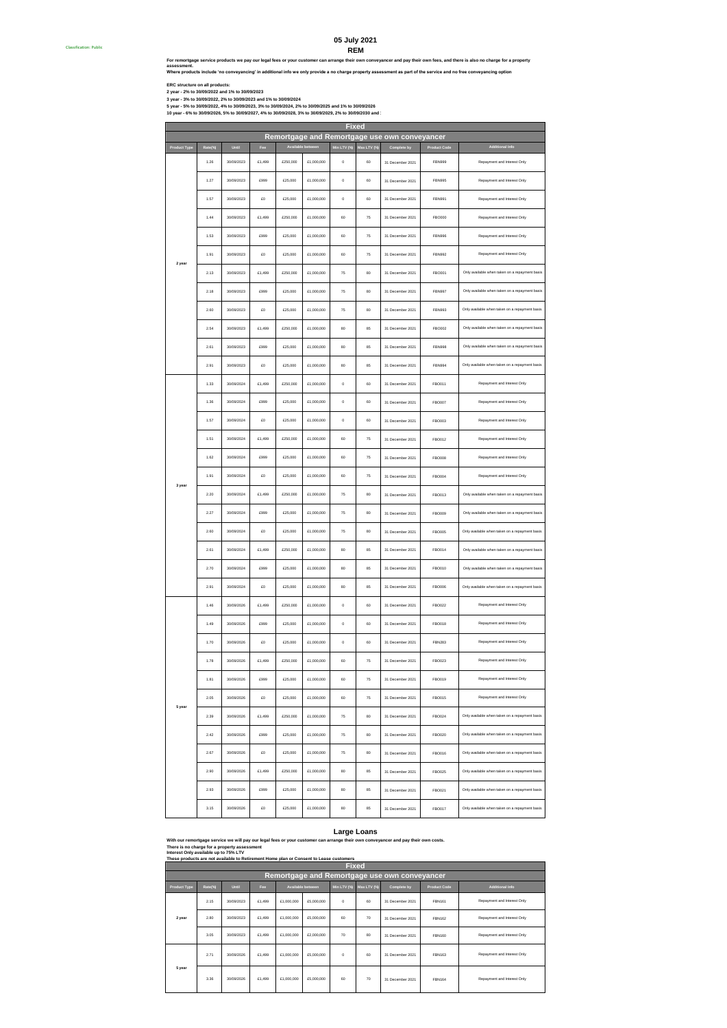Classification: Public

# 05 July 2021

## REM

**For remortgage service products we pay our legal fees or your customer can arrange their own conveyancer and pay their own fees, and there is also no charge for a property assessment.**
**Where products include 'no conveyancing' in additional info we only provide a no charge property assessment as part of the service and no free conveyancing option**

**ERC structure on all products:**
**2 year - 2% to 30/09/2022 and 1% to 30/09/2023**
**3 year - 3% to 30/09/2022, 2% to 30/09/2023 and 1% to 30/09/2024**
**5 year - 5% to 30/09/2022, 4% to 30/09/2023, 3% to 30/09/2024, 2% to 30/09/2025 and 1% to 30/09/2026**
**10 year - 6% to 30/09/2026, 5% to 30/09/2027, 4% to 30/09/2028, 3% to 30/09/2029, 2% to 30/09/2030 and :**

### Fixed

#### Remortgage and Remortgage use own conveyancer

| Product Type | Rate(%) | Until | Fee | Available between | | Min LTV (%) | Max LTV (%) | Complete by | Product Code | Additional Info |
|---|---|---|---|---|---|---|---|---|---|---|
| 2 year | 1.26 | 30/09/2023 | £1,499 | £250,000 | £1,000,000 | 0 | 60 | 31 December 2021 | FBN999 | Repayment and Interest Only |
| | 1.27 | 30/09/2023 | £999 | £25,000 | £1,000,000 | 0 | 60 | 31 December 2021 | FBN995 | Repayment and Interest Only |
| | 1.57 | 30/09/2023 | £0 | £25,000 | £1,000,000 | 0 | 60 | 31 December 2021 | FBN991 | Repayment and Interest Only |
| | 1.44 | 30/09/2023 | £1,499 | £250,000 | £1,000,000 | 60 | 75 | 31 December 2021 | FBO000 | Repayment and Interest Only |
| | 1.53 | 30/09/2023 | £999 | £25,000 | £1,000,000 | 60 | 75 | 31 December 2021 | FBN996 | Repayment and Interest Only |
| | 1.91 | 30/09/2023 | £0 | £25,000 | £1,000,000 | 60 | 75 | 31 December 2021 | FBN992 | Repayment and Interest Only |
| | 2.13 | 30/09/2023 | £1,499 | £250,000 | £1,000,000 | 75 | 80 | 31 December 2021 | FBO001 | Only available when taken on a repayment basis |
| | 2.18 | 30/09/2023 | £999 | £25,000 | £1,000,000 | 75 | 80 | 31 December 2021 | FBN997 | Only available when taken on a repayment basis |
| | 2.60 | 30/09/2023 | £0 | £25,000 | £1,000,000 | 75 | 80 | 31 December 2021 | FBN993 | Only available when taken on a repayment basis |
| | 2.54 | 30/09/2023 | £1,499 | £250,000 | £1,000,000 | 80 | 85 | 31 December 2021 | FBO002 | Only available when taken on a repayment basis |
| | 2.61 | 30/09/2023 | £999 | £25,000 | £1,000,000 | 80 | 85 | 31 December 2021 | FBN998 | Only available when taken on a repayment basis |
| | 2.91 | 30/09/2023 | £0 | £25,000 | £1,000,000 | 80 | 85 | 31 December 2021 | FBN994 | Only available when taken on a repayment basis |
| 3 year | 1.33 | 30/09/2024 | £1,499 | £250,000 | £1,000,000 | 0 | 60 | 31 December 2021 | FBO011 | Repayment and Interest Only |
| | 1.36 | 30/09/2024 | £999 | £25,000 | £1,000,000 | 0 | 60 | 31 December 2021 | FBO007 | Repayment and Interest Only |
| | 1.57 | 30/09/2024 | £0 | £25,000 | £1,000,000 | 0 | 60 | 31 December 2021 | FBO003 | Repayment and Interest Only |
| | 1.51 | 30/09/2024 | £1,499 | £250,000 | £1,000,000 | 60 | 75 | 31 December 2021 | FBO012 | Repayment and Interest Only |
| | 1.62 | 30/09/2024 | £999 | £25,000 | £1,000,000 | 60 | 75 | 31 December 2021 | FBO008 | Repayment and Interest Only |
| | 1.91 | 30/09/2024 | £0 | £25,000 | £1,000,000 | 60 | 75 | 31 December 2021 | FBO004 | Repayment and Interest Only |
| | 2.20 | 30/09/2024 | £1,499 | £250,000 | £1,000,000 | 75 | 80 | 31 December 2021 | FBO013 | Only available when taken on a repayment basis |
| | 2.27 | 30/09/2024 | £999 | £25,000 | £1,000,000 | 75 | 80 | 31 December 2021 | FBO009 | Only available when taken on a repayment basis |
| | 2.60 | 30/09/2024 | £0 | £25,000 | £1,000,000 | 75 | 80 | 31 December 2021 | FBO005 | Only available when taken on a repayment basis |
| | 2.61 | 30/09/2024 | £1,499 | £250,000 | £1,000,000 | 80 | 85 | 31 December 2021 | FBO014 | Only available when taken on a repayment basis |
| | 2.70 | 30/09/2024 | £999 | £25,000 | £1,000,000 | 80 | 85 | 31 December 2021 | FBO010 | Only available when taken on a repayment basis |
| | 2.91 | 30/09/2024 | £0 | £25,000 | £1,000,000 | 80 | 85 | 31 December 2021 | FBO006 | Only available when taken on a repayment basis |
| 5 year | 1.46 | 30/09/2026 | £1,499 | £250,000 | £1,000,000 | 0 | 60 | 31 December 2021 | FBO022 | Repayment and Interest Only |
| | 1.49 | 30/09/2026 | £999 | £25,000 | £1,000,000 | 0 | 60 | 31 December 2021 | FBO018 | Repayment and Interest Only |
| | 1.70 | 30/09/2026 | £0 | £25,000 | £1,000,000 | 0 | 60 | 31 December 2021 | FBN283 | Repayment and Interest Only |
| | 1.78 | 30/09/2026 | £1,499 | £250,000 | £1,000,000 | 60 | 75 | 31 December 2021 | FBO023 | Repayment and Interest Only |
| | 1.81 | 30/09/2026 | £999 | £25,000 | £1,000,000 | 60 | 75 | 31 December 2021 | FBO019 | Repayment and Interest Only |
| | 2.05 | 30/09/2026 | £0 | £25,000 | £1,000,000 | 60 | 75 | 31 December 2021 | FBO015 | Repayment and Interest Only |
| | 2.39 | 30/09/2026 | £1,499 | £250,000 | £1,000,000 | 75 | 80 | 31 December 2021 | FBO024 | Only available when taken on a repayment basis |
| | 2.42 | 30/09/2026 | £999 | £25,000 | £1,000,000 | 75 | 80 | 31 December 2021 | FBO020 | Only available when taken on a repayment basis |
| | 2.67 | 30/09/2026 | £0 | £25,000 | £1,000,000 | 75 | 80 | 31 December 2021 | FBO016 | Only available when taken on a repayment basis |
| | 2.90 | 30/09/2026 | £1,499 | £250,000 | £1,000,000 | 80 | 85 | 31 December 2021 | FBO025 | Only available when taken on a repayment basis |
| | 2.93 | 30/09/2026 | £999 | £25,000 | £1,000,000 | 80 | 85 | 31 December 2021 | FBO021 | Only available when taken on a repayment basis |
| | 3.15 | 30/09/2026 | £0 | £25,000 | £1,000,000 | 80 | 85 | 31 December 2021 | FBO017 | Only available when taken on a repayment basis |

## Large Loans

**With our remortgage service we will pay our legal fees or your customer can arrange their own conveyancer and pay their own costs.**
**There is no charge for a property assessment**
**Interest Only available up to 75% LTV**
**These products are not available to Retirement Home plan or Consent to Lease customers**

### Fixed

#### Remortgage and Remortgage use own conveyancer

| Product Type | Rate(%) | Until | Fee | Available between | | Min LTV (%) | Max LTV (%) | Complete by | Product Code | Additional Info |
|---|---|---|---|---|---|---|---|---|---|---|
| 2 year | 2.15 | 30/09/2023 | £1,499 | £1,000,000 | £5,000,000 | 0 | 60 | 31 December 2021 | FBN161 | Repayment and Interest Only |
| | 2.80 | 30/09/2023 | £1,499 | £1,000,000 | £5,000,000 | 60 | 70 | 31 December 2021 | FBN162 | Repayment and Interest Only |
| | 3.05 | 30/09/2023 | £1,499 | £1,000,000 | £2,000,000 | 70 | 80 | 31 December 2021 | FBN160 | Repayment and Interest Only |
| 5 year | 2.71 | 30/09/2026 | £1,499 | £1,000,000 | £5,000,000 | 0 | 60 | 31 December 2021 | FBN163 | Repayment and Interest Only |
| | 3.36 | 30/09/2026 | £1,499 | £1,000,000 | £5,000,000 | 60 | 70 | 31 December 2021 | FBN164 | Repayment and Interest Only |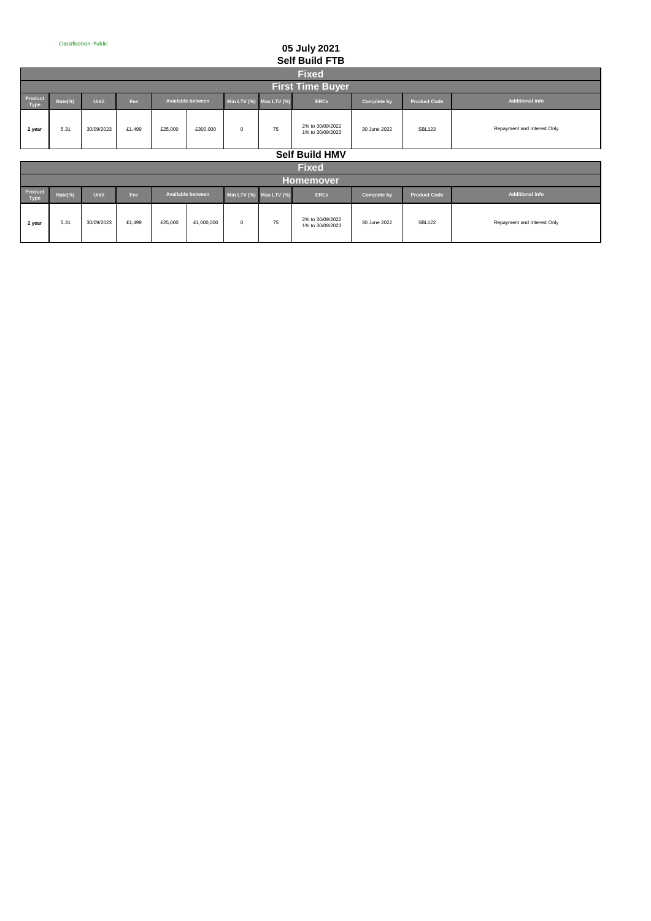Classification: Public

# 05 July 2021

## Self Build FTB

| Fixed | | | | | | | | | | | |
|---|---|---|---|---|---|---|---|---|---|---|---|
| **First Time Buyer** | | | | | | | | | | | |
| Product Type | Rate(%) | Until | Fee | Available between | | Min LTV (%) | Max LTV (%) | ERCs | Complete by | Product Code | Additional info |
| **2 year** | 5.31 | 30/09/2023 | £1,499 | £25,000 | £300,000 | 0 | 75 | 2% to 30/09/2022<br>1% to 30/09/2023 | 30 June 2022 | SBL123 | Repayment and Interest Only |

## Self Build HMV

| Fixed | | | | | | | | | | | |
|---|---|---|---|---|---|---|---|---|---|---|---|
| **Homemover** | | | | | | | | | | | |
| Product Type | Rate(%) | Until | Fee | Available between | | Min LTV (%) | Max LTV (%) | ERCs | Complete by | Product Code | Additional info |
| **2 year** | 5.31 | 30/09/2023 | £1,499 | £25,000 | £1,000,000 | 0 | 75 | 2% to 30/09/2022<br>1% to 30/09/2023 | 30 June 2022 | SBL122 | Repayment and Interest Only |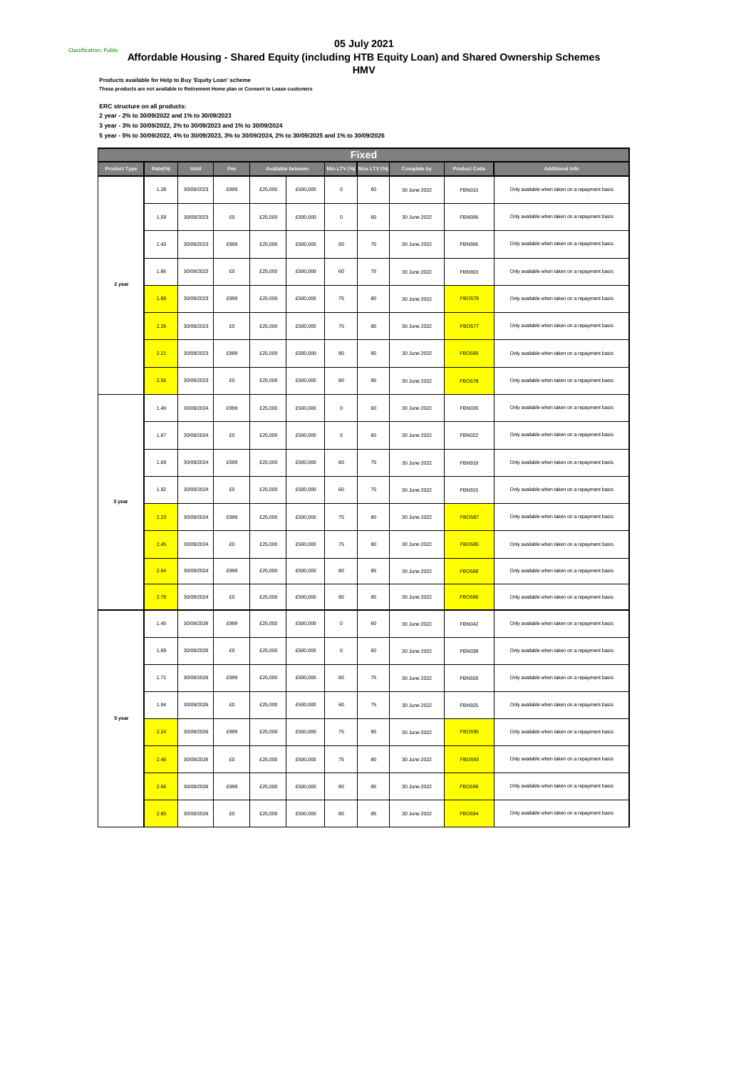Classification: Public

# 05 July 2021

## Affordable Housing - Shared Equity (including HTB Equity Loan) and Shared Ownership Schemes

## HMV

**Products available for Help to Buy 'Equity Loan' scheme**

**These products are not available to Retirement Home plan or Consent to Lease customers**

**ERC structure on all products:**

**2 year - 2% to 30/09/2022 and 1% to 30/09/2023**

**3 year - 3% to 30/09/2022, 2% to 30/09/2023 and 1% to 30/09/2024**

**5 year - 5% to 30/09/2022, 4% to 30/09/2023, 3% to 30/09/2024, 2% to 30/09/2025 and 1% to 30/09/2026**

| Fixed | | | | | | | | | | |
|---|---|---|---|---|---|---|---|---|---|---|
| Product Type | Rate(%) | Until | Fee | Available between | | Min LTV (%) | Max LTV (%) | Complete by | Product Code | Additional Info |
| 2 year | 1.28 | 30/09/2023 | £999 | £25,000 | £500,000 | 0 | 60 | 30 June 2022 | FBN010 | Only available when taken on a repayment basis |
| | 1.59 | 30/09/2023 | £0 | £25,000 | £500,000 | 0 | 60 | 30 June 2022 | FBN006 | Only available when taken on a repayment basis |
| | 1.43 | 30/09/2023 | £999 | £25,000 | £500,000 | 60 | 75 | 30 June 2022 | FBN906 | Only available when taken on a repayment basis |
| | 1.86 | 30/09/2023 | £0 | £25,000 | £500,000 | 60 | 75 | 30 June 2022 | FBN903 | Only available when taken on a repayment basis |
| | 1.89 | 30/09/2023 | £999 | £25,000 | £500,000 | 75 | 80 | 30 June 2022 | FBO579 | Only available when taken on a repayment basis |
| | 2.26 | 30/09/2023 | £0 | £25,000 | £500,000 | 75 | 80 | 30 June 2022 | FBO577 | Only available when taken on a repayment basis |
| | 2.21 | 30/09/2023 | £999 | £25,000 | £500,000 | 80 | 85 | 30 June 2022 | FBO580 | Only available when taken on a repayment basis |
| | 2.56 | 30/09/2023 | £0 | £25,000 | £500,000 | 80 | 85 | 30 June 2022 | FBO578 | Only available when taken on a repayment basis |
| 3 year | 1.40 | 30/09/2024 | £999 | £25,000 | £500,000 | 0 | 60 | 30 June 2022 | FBN026 | Only available when taken on a repayment basis |
| | 1.67 | 30/09/2024 | £0 | £25,000 | £500,000 | 0 | 60 | 30 June 2022 | FBN022 | Only available when taken on a repayment basis |
| | 1.69 | 30/09/2024 | £999 | £25,000 | £500,000 | 60 | 75 | 30 June 2022 | FBN918 | Only available when taken on a repayment basis |
| | 1.92 | 30/09/2024 | £0 | £25,000 | £500,000 | 60 | 75 | 30 June 2022 | FBN915 | Only available when taken on a repayment basis |
| | 2.23 | 30/09/2024 | £999 | £25,000 | £500,000 | 75 | 80 | 30 June 2022 | FBO587 | Only available when taken on a repayment basis |
| | 2.45 | 30/09/2024 | £0 | £25,000 | £500,000 | 75 | 80 | 30 June 2022 | FBO585 | Only available when taken on a repayment basis |
| | 2.64 | 30/09/2024 | £999 | £25,000 | £500,000 | 80 | 85 | 30 June 2022 | FBO588 | Only available when taken on a repayment basis |
| | 2.78 | 30/09/2024 | £0 | £25,000 | £500,000 | 80 | 85 | 30 June 2022 | FBO586 | Only available when taken on a repayment basis |
| 5 year | 1.45 | 30/09/2026 | £999 | £25,000 | £500,000 | 0 | 60 | 30 June 2022 | FBN042 | Only available when taken on a repayment basis |
| | 1.69 | 30/09/2026 | £0 | £25,000 | £500,000 | 0 | 60 | 30 June 2022 | FBN038 | Only available when taken on a repayment basis |
| | 1.71 | 30/09/2026 | £999 | £25,000 | £500,000 | 60 | 75 | 30 June 2022 | FBN928 | Only available when taken on a repayment basis |
| | 1.94 | 30/09/2026 | £0 | £25,000 | £500,000 | 60 | 75 | 30 June 2022 | FBN925 | Only available when taken on a repayment basis |
| | 2.24 | 30/09/2026 | £999 | £25,000 | £500,000 | 75 | 80 | 30 June 2022 | FBO595 | Only available when taken on a repayment basis |
| | 2.46 | 30/09/2026 | £0 | £25,000 | £500,000 | 75 | 80 | 30 June 2022 | FBO593 | Only available when taken on a repayment basis |
| | 2.66 | 30/09/2026 | £999 | £25,000 | £500,000 | 80 | 85 | 30 June 2022 | FBO596 | Only available when taken on a repayment basis |
| | 2.80 | 30/09/2026 | £0 | £25,000 | £500,000 | 80 | 85 | 30 June 2022 | FBO594 | Only available when taken on a repayment basis |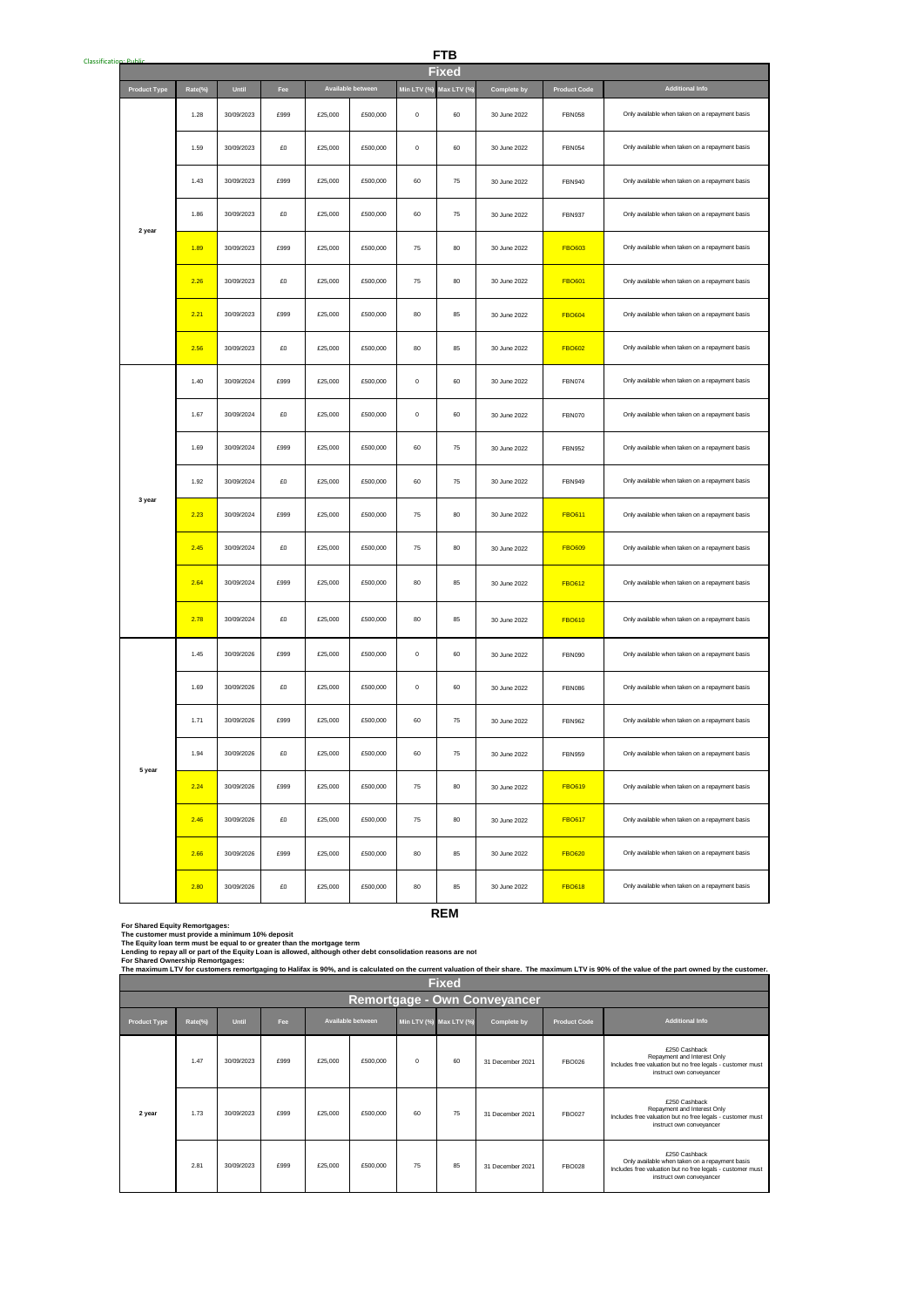Classification: Public

## FTB

### Fixed

| Product Type | Rate(%) | Until | Fee | Available between | | Min LTV (%) | Max LTV (%) | Complete by | Product Code | Additional Info |
|---|---|---|---|---|---|---|---|---|---|---|
| 2 year | 1.28 | 30/09/2023 | £999 | £25,000 | £500,000 | 0 | 60 | 30 June 2022 | FBN058 | Only available when taken on a repayment basis |
| | 1.59 | 30/09/2023 | £0 | £25,000 | £500,000 | 0 | 60 | 30 June 2022 | FBN054 | Only available when taken on a repayment basis |
| | 1.43 | 30/09/2023 | £999 | £25,000 | £500,000 | 60 | 75 | 30 June 2022 | FBN940 | Only available when taken on a repayment basis |
| | 1.86 | 30/09/2023 | £0 | £25,000 | £500,000 | 60 | 75 | 30 June 2022 | FBN937 | Only available when taken on a repayment basis |
| | 1.89 | 30/09/2023 | £999 | £25,000 | £500,000 | 75 | 80 | 30 June 2022 | FBO603 | Only available when taken on a repayment basis |
| | 2.26 | 30/09/2023 | £0 | £25,000 | £500,000 | 75 | 80 | 30 June 2022 | FBO601 | Only available when taken on a repayment basis |
| | 2.21 | 30/09/2023 | £999 | £25,000 | £500,000 | 80 | 85 | 30 June 2022 | FBO604 | Only available when taken on a repayment basis |
| | 2.56 | 30/09/2023 | £0 | £25,000 | £500,000 | 80 | 85 | 30 June 2022 | FBO602 | Only available when taken on a repayment basis |
| 3 year | 1.40 | 30/09/2024 | £999 | £25,000 | £500,000 | 0 | 60 | 30 June 2022 | FBN074 | Only available when taken on a repayment basis |
| | 1.67 | 30/09/2024 | £0 | £25,000 | £500,000 | 0 | 60 | 30 June 2022 | FBN070 | Only available when taken on a repayment basis |
| | 1.69 | 30/09/2024 | £999 | £25,000 | £500,000 | 60 | 75 | 30 June 2022 | FBN952 | Only available when taken on a repayment basis |
| | 1.92 | 30/09/2024 | £0 | £25,000 | £500,000 | 60 | 75 | 30 June 2022 | FBN949 | Only available when taken on a repayment basis |
| | 2.23 | 30/09/2024 | £999 | £25,000 | £500,000 | 75 | 80 | 30 June 2022 | FBO611 | Only available when taken on a repayment basis |
| | 2.45 | 30/09/2024 | £0 | £25,000 | £500,000 | 75 | 80 | 30 June 2022 | FBO609 | Only available when taken on a repayment basis |
| | 2.64 | 30/09/2024 | £999 | £25,000 | £500,000 | 80 | 85 | 30 June 2022 | FBO612 | Only available when taken on a repayment basis |
| | 2.78 | 30/09/2024 | £0 | £25,000 | £500,000 | 80 | 85 | 30 June 2022 | FBO610 | Only available when taken on a repayment basis |
| 5 year | 1.45 | 30/09/2026 | £999 | £25,000 | £500,000 | 0 | 60 | 30 June 2022 | FBN090 | Only available when taken on a repayment basis |
| | 1.69 | 30/09/2026 | £0 | £25,000 | £500,000 | 0 | 60 | 30 June 2022 | FBN086 | Only available when taken on a repayment basis |
| | 1.71 | 30/09/2026 | £999 | £25,000 | £500,000 | 60 | 75 | 30 June 2022 | FBN962 | Only available when taken on a repayment basis |
| | 1.94 | 30/09/2026 | £0 | £25,000 | £500,000 | 60 | 75 | 30 June 2022 | FBN959 | Only available when taken on a repayment basis |
| | 2.24 | 30/09/2026 | £999 | £25,000 | £500,000 | 75 | 80 | 30 June 2022 | FBO619 | Only available when taken on a repayment basis |
| | 2.46 | 30/09/2026 | £0 | £25,000 | £500,000 | 75 | 80 | 30 June 2022 | FBO617 | Only available when taken on a repayment basis |
| | 2.66 | 30/09/2026 | £999 | £25,000 | £500,000 | 80 | 85 | 30 June 2022 | FBO620 | Only available when taken on a repayment basis |
| | 2.80 | 30/09/2026 | £0 | £25,000 | £500,000 | 80 | 85 | 30 June 2022 | FBO618 | Only available when taken on a repayment basis |

## REM

**For Shared Equity Remortgages:**
**The customer must provide a minimum 10% deposit**
**The Equity loan term must be equal to or greater than the mortgage term**
**Lending to repay all or part of the Equity Loan is allowed, although other debt consolidation reasons are not**
**For Shared Ownership Remortgages:**
**The maximum LTV for customers remortgaging to Halifax is 90%, and is calculated on the current valuation of their share. The maximum LTV is 90% of the value of the part owned by the customer.**

### Fixed

### Remortgage - Own Conveyancer

| Product Type | Rate(%) | Until | Fee | Available between | | Min LTV (%) | Max LTV (%) | Complete by | Product Code | Additional Info |
|---|---|---|---|---|---|---|---|---|---|---|
| 2 year | 1.47 | 30/09/2023 | £999 | £25,000 | £500,000 | 0 | 60 | 31 December 2021 | FBO026 | £250 Cashback<br>Repayment and Interest Only<br>Includes free valuation but no free legals - customer must instruct own conveyancer |
| | 1.73 | 30/09/2023 | £999 | £25,000 | £500,000 | 60 | 75 | 31 December 2021 | FBO027 | £250 Cashback<br>Repayment and Interest Only<br>Includes free valuation but no free legals - customer must instruct own conveyancer |
| | 2.81 | 30/09/2023 | £999 | £25,000 | £500,000 | 75 | 85 | 31 December 2021 | FBO028 | £250 Cashback<br>Only available when taken on a repayment basis<br>Includes free valuation but no free legals - customer must instruct own conveyancer |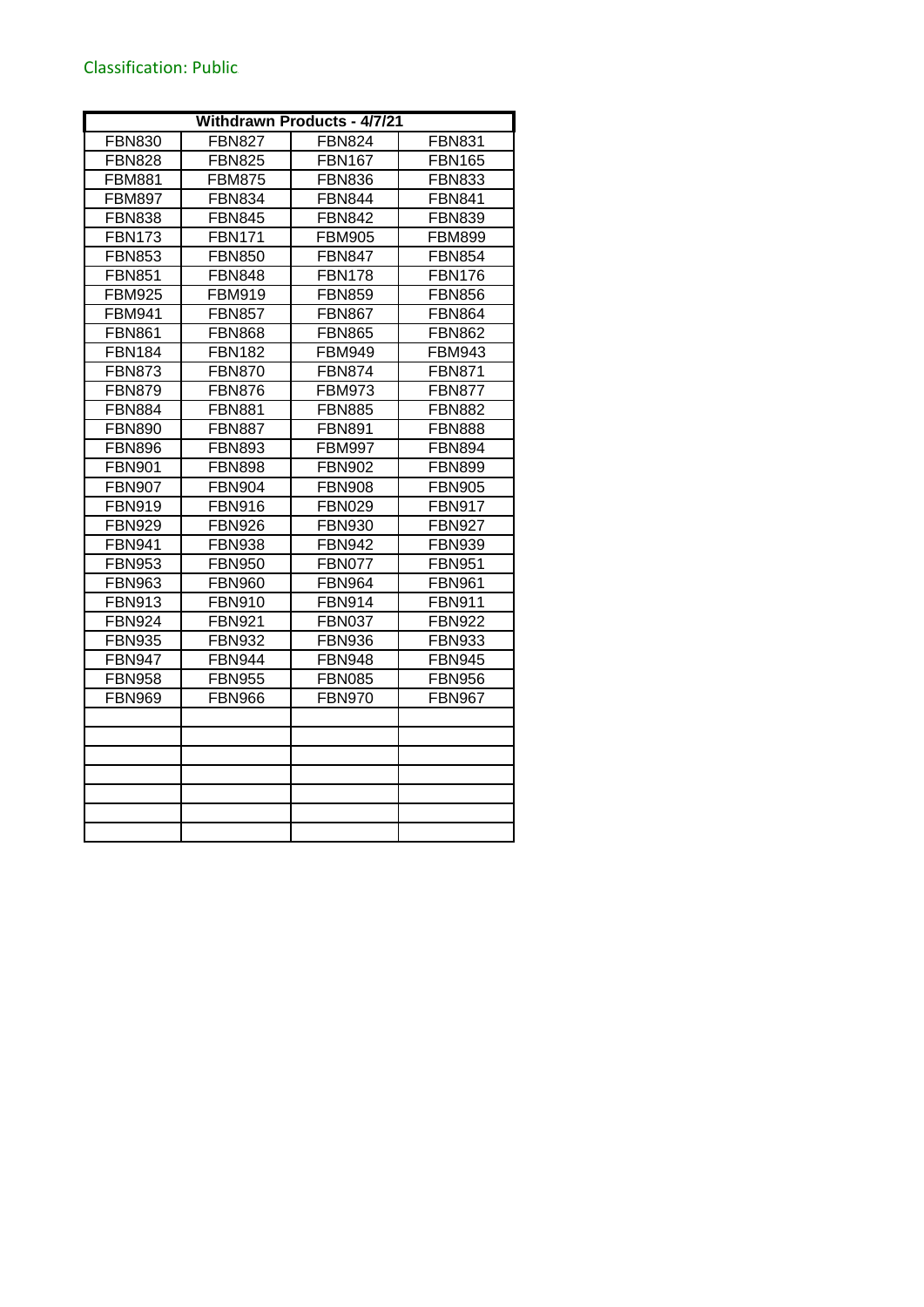Classification: Public

| Withdrawn Products - 4/7/21 | | | |
|---|---|---|---|
| FBN830 | FBN827 | FBN824 | FBN831 |
| FBN828 | FBN825 | FBN167 | FBN165 |
| FBM881 | FBM875 | FBN836 | FBN833 |
| FBM897 | FBN834 | FBN844 | FBN841 |
| FBN838 | FBN845 | FBN842 | FBN839 |
| FBN173 | FBN171 | FBM905 | FBM899 |
| FBN853 | FBN850 | FBN847 | FBN854 |
| FBN851 | FBN848 | FBN178 | FBN176 |
| FBM925 | FBM919 | FBN859 | FBN856 |
| FBM941 | FBN857 | FBN867 | FBN864 |
| FBN861 | FBN868 | FBN865 | FBN862 |
| FBN184 | FBN182 | FBM949 | FBM943 |
| FBN873 | FBN870 | FBN874 | FBN871 |
| FBN879 | FBN876 | FBM973 | FBN877 |
| FBN884 | FBN881 | FBN885 | FBN882 |
| FBN890 | FBN887 | FBN891 | FBN888 |
| FBN896 | FBN893 | FBM997 | FBN894 |
| FBN901 | FBN898 | FBN902 | FBN899 |
| FBN907 | FBN904 | FBN908 | FBN905 |
| FBN919 | FBN916 | FBN029 | FBN917 |
| FBN929 | FBN926 | FBN930 | FBN927 |
| FBN941 | FBN938 | FBN942 | FBN939 |
| FBN953 | FBN950 | FBN077 | FBN951 |
| FBN963 | FBN960 | FBN964 | FBN961 |
| FBN913 | FBN910 | FBN914 | FBN911 |
| FBN924 | FBN921 | FBN037 | FBN922 |
| FBN935 | FBN932 | FBN936 | FBN933 |
| FBN947 | FBN944 | FBN948 | FBN945 |
| FBN958 | FBN955 | FBN085 | FBN956 |
| FBN969 | FBN966 | FBN970 | FBN967 |